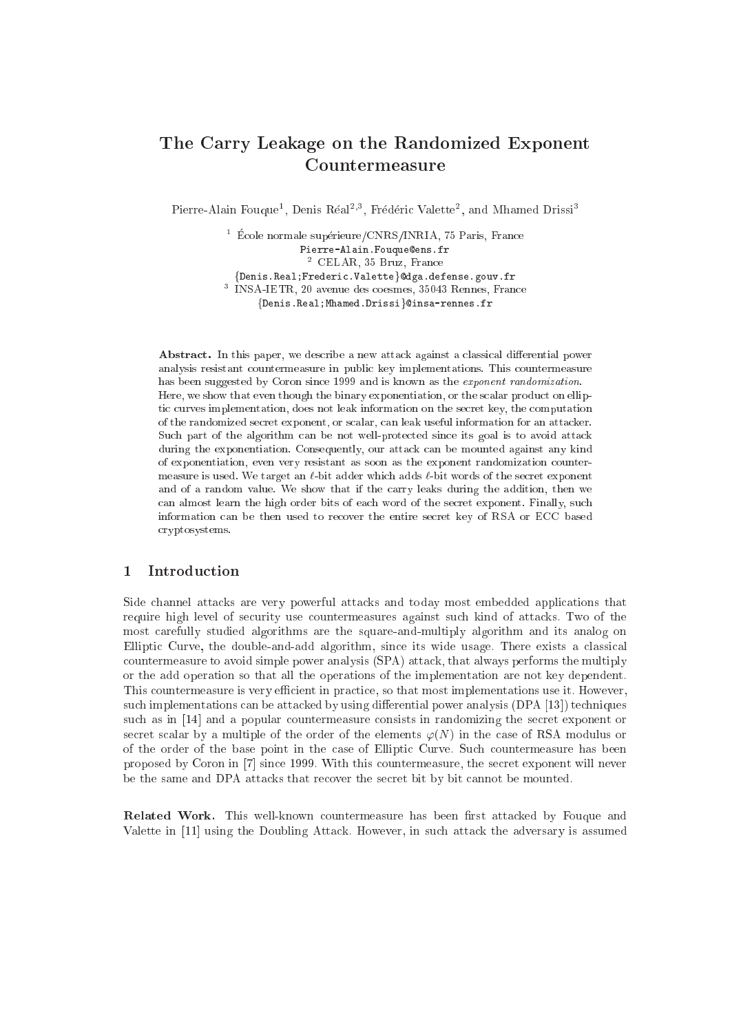# The Carry Leakage on the Randomized Exponent Countermeasure

Pierre-Alain Fouque[1], Denis Réal[2,3], Frédéric Valette[2], and Mhamed Drissi[3]

[1] École normale supérieure/CNRS/INRIA, 75 Paris, France
Pierre-Alain.Fouque@ens.fr
[2] CELAR, 35 Bruz, France
{Denis.Real;Frederic.Valette}@dga.defense.gouv.fr
[3] INSA-IETR, 20 avenue des coesmes, 35043 Rennes, France
{Denis.Real;Mhamed.Drissi}@insa-rennes.fr

**Abstract.** In this paper, we describe a new attack against a classical differential power analysis resistant countermeasure in public key implementations. This countermeasure has been suggested by Coron since 1999 and is known as the *exponent randomization*. Here, we show that even though the binary exponentiation, or the scalar product on elliptic curves implementation, does not leak information on the secret key, the computation of the randomized secret exponent, or scalar, can leak useful information for an attacker. Such part of the algorithm can be not well-protected since its goal is to avoid attack during the exponentiation. Consequently, our attack can be mounted against any kind of exponentiation, even very resistant as soon as the exponent randomization countermeasure is used. We target an $\ell$-bit adder which adds $\ell$-bit words of the secret exponent and of a random value. We show that if the carry leaks during the addition, then we can almost learn the high order bits of each word of the secret exponent. Finally, such information can be then used to recover the entire secret key of RSA or ECC based cryptosystems.

## 1 Introduction

Side channel attacks are very powerful attacks and today most embedded applications that require high level of security use countermeasures against such kind of attacks. Two of the most carefully studied algorithms are the square-and-multiply algorithm and its analog on Elliptic Curve, the double-and-add algorithm, since its wide usage. There exists a classical countermeasure to avoid simple power analysis (SPA) attack, that always performs the multiply or the add operation so that all the operations of the implementation are not key dependent. This countermeasure is very efficient in practice, so that most implementations use it. However, such implementations can be attacked by using differential power analysis (DPA [13]) techniques such as in [14] and a popular countermeasure consists in randomizing the secret exponent or secret scalar by a multiple of the order of the elements $\varphi(N)$ in the case of RSA modulus or of the order of the base point in the case of Elliptic Curve. Such countermeasure has been proposed by Coron in [7] since 1999. With this countermeasure, the secret exponent will never be the same and DPA attacks that recover the secret bit by bit cannot be mounted.

**Related Work.** This well-known countermeasure has been first attacked by Fouque and Valette in [11] using the Doubling Attack. However, in such attack the adversary is assumed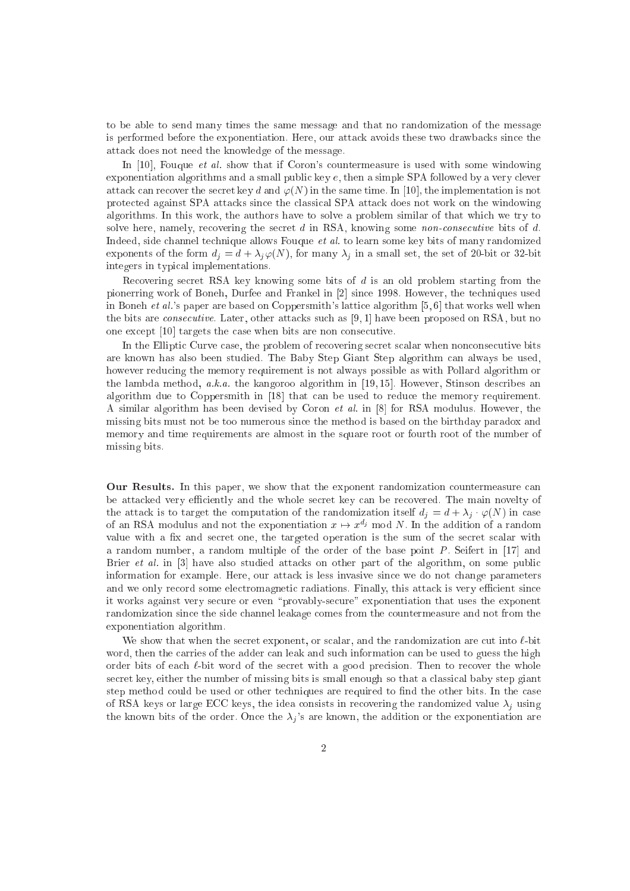to be able to send many times the same message and that no randomization of the message is performed before the exponentiation. Here, our attack avoids these two drawbacks since the attack does not need the knowledge of the message.

In [10], Fouque *et al.* show that if Coron's countermeasure is used with some windowing exponentiation algorithms and a small public key $e$, then a simple SPA followed by a very clever attack can recover the secret key $d$ and $\varphi(N)$ in the same time. In [10], the implementation is not protected against SPA attacks since the classical SPA attack does not work on the windowing algorithms. In this work, the authors have to solve a problem similar of that which we try to solve here, namely, recovering the secret $d$ in RSA, knowing some *non-consecutive* bits of $d$. Indeed, side channel technique allows Fouque *et al.* to learn some key bits of many randomized exponents of the form $d_j = d + \lambda_j \varphi(N)$, for many $\lambda_j$ in a small set, the set of 20-bit or 32-bit integers in typical implementations.

Recovering secret RSA key knowing some bits of $d$ is an old problem starting from the pionerring work of Boneh, Durfee and Frankel in [2] since 1998. However, the techniques used in Boneh *et al.*'s paper are based on Coppersmith's lattice algorithm [5, 6] that works well when the bits are *consecutive*. Later, other attacks such as [9, 1] have been proposed on RSA, but no one except [10] targets the case when bits are non consecutive.

In the Elliptic Curve case, the problem of recovering secret scalar when nonconsecutive bits are known has also been studied. The Baby Step Giant Step algorithm can always be used, however reducing the memory requirement is not always possible as with Pollard algorithm or the lambda method, *a.k.a.* the kangoroo algorithm in [19, 15]. However, Stinson describes an algorithm due to Coppersmith in [18] that can be used to reduce the memory requirement. A similar algorithm has been devised by Coron *et al.* in [8] for RSA modulus. However, the missing bits must not be too numerous since the method is based on the birthday paradox and memory and time requirements are almost in the square root or fourth root of the number of missing bits.

**Our Results.** In this paper, we show that the exponent randomization countermeasure can be attacked very efficiently and the whole secret key can be recovered. The main novelty of the attack is to target the computation of the randomization itself $d_j = d + \lambda_j \cdot \varphi(N)$ in case of an RSA modulus and not the exponentiation $x \mapsto x^{d_j} \bmod N$. In the addition of a random value with a fix and secret one, the targeted operation is the sum of the secret scalar with a random number, a random multiple of the order of the base point $P$. Seifert in [17] and Brier *et al.* in [3] have also studied attacks on other part of the algorithm, on some public information for example. Here, our attack is less invasive since we do not change parameters and we only record some electromagnetic radiations. Finally, this attack is very efficient since it works against very secure or even "provably-secure" exponentiation that uses the exponent randomization since the side channel leakage comes from the countermeasure and not from the exponentiation algorithm.

We show that when the secret exponent, or scalar, and the randomization are cut into $\ell$-bit word, then the carries of the adder can leak and such information can be used to guess the high order bits of each $\ell$-bit word of the secret with a good precision. Then to recover the whole secret key, either the number of missing bits is small enough so that a classical baby step giant step method could be used or other techniques are required to find the other bits. In the case of RSA keys or large ECC keys, the idea consists in recovering the randomized value $\lambda_j$ using the known bits of the order. Once the $\lambda_j$'s are known, the addition or the exponentiation are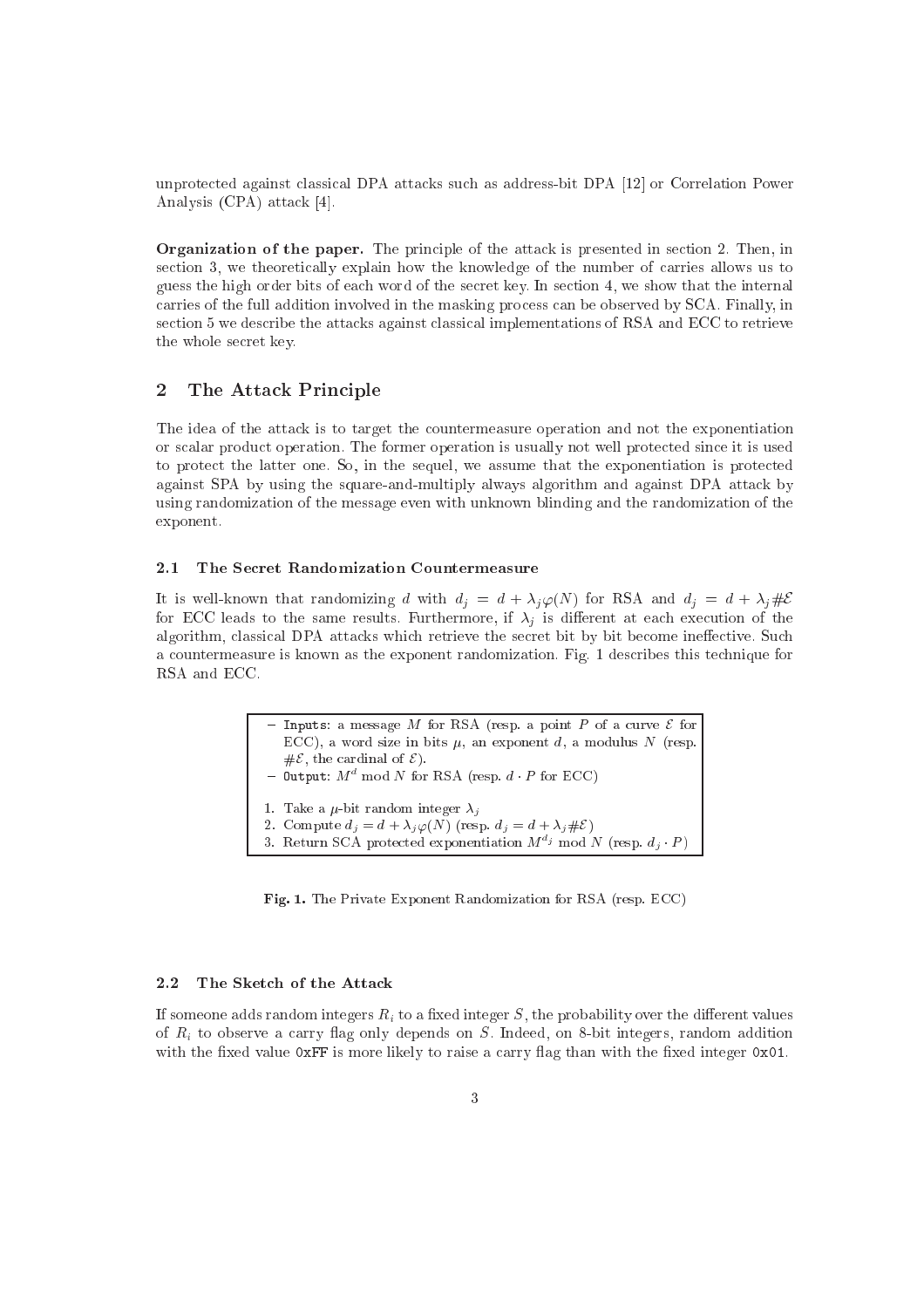unprotected against classical DPA attacks such as address-bit DPA [12] or Correlation Power Analysis (CPA) attack [4].

**Organization of the paper.** The principle of the attack is presented in section 2. Then, in section 3, we theoretically explain how the knowledge of the number of carries allows us to guess the high order bits of each word of the secret key. In section 4, we show that the internal carries of the full addition involved in the masking process can be observed by SCA. Finally, in section 5 we describe the attacks against classical implementations of RSA and ECC to retrieve the whole secret key.

## 2 The Attack Principle

The idea of the attack is to target the countermeasure operation and not the exponentiation or scalar product operation. The former operation is usually not well protected since it is used to protect the latter one. So, in the sequel, we assume that the exponentiation is protected against SPA by using the square-and-multiply always algorithm and against DPA attack by using randomization of the message even with unknown blinding and the randomization of the exponent.

### 2.1 The Secret Randomization Countermeasure

It is well-known that randomizing $d$ with $d_j = d + \lambda_j \varphi(N)$ for RSA and $d_j = d + \lambda_j \#\mathcal{E}$ for ECC leads to the same results. Furthermore, if $\lambda_j$ is different at each execution of the algorithm, classical DPA attacks which retrieve the secret bit by bit become ineffective. Such a countermeasure is known as the exponent randomization. Fig. 1 describes this technique for RSA and ECC.

- `Inputs`: a message $M$ for RSA (resp. a point $P$ of a curve $\mathcal{E}$ for ECC), a word size in bits $\mu$, an exponent $d$, a modulus $N$ (resp. $\#\mathcal{E}$, the cardinal of $\mathcal{E}$).
- `Output`: $M^d \bmod N$ for RSA (resp. $d \cdot P$ for ECC)

1. Take a $\mu$-bit random integer $\lambda_j$
2. Compute $d_j = d + \lambda_j \varphi(N)$ (resp. $d_j = d + \lambda_j \#\mathcal{E}$)
3. Return SCA protected exponentiation $M^{d_j} \bmod N$ (resp. $d_j \cdot P$)

**Fig. 1.** The Private Exponent Randomization for RSA (resp. ECC)

### 2.2 The Sketch of the Attack

If someone adds random integers $R_i$ to a fixed integer $S$, the probability over the different values of $R_i$ to observe a carry flag only depends on $S$. Indeed, on 8-bit integers, random addition with the fixed value `0xFF` is more likely to raise a carry flag than with the fixed integer `0x01`.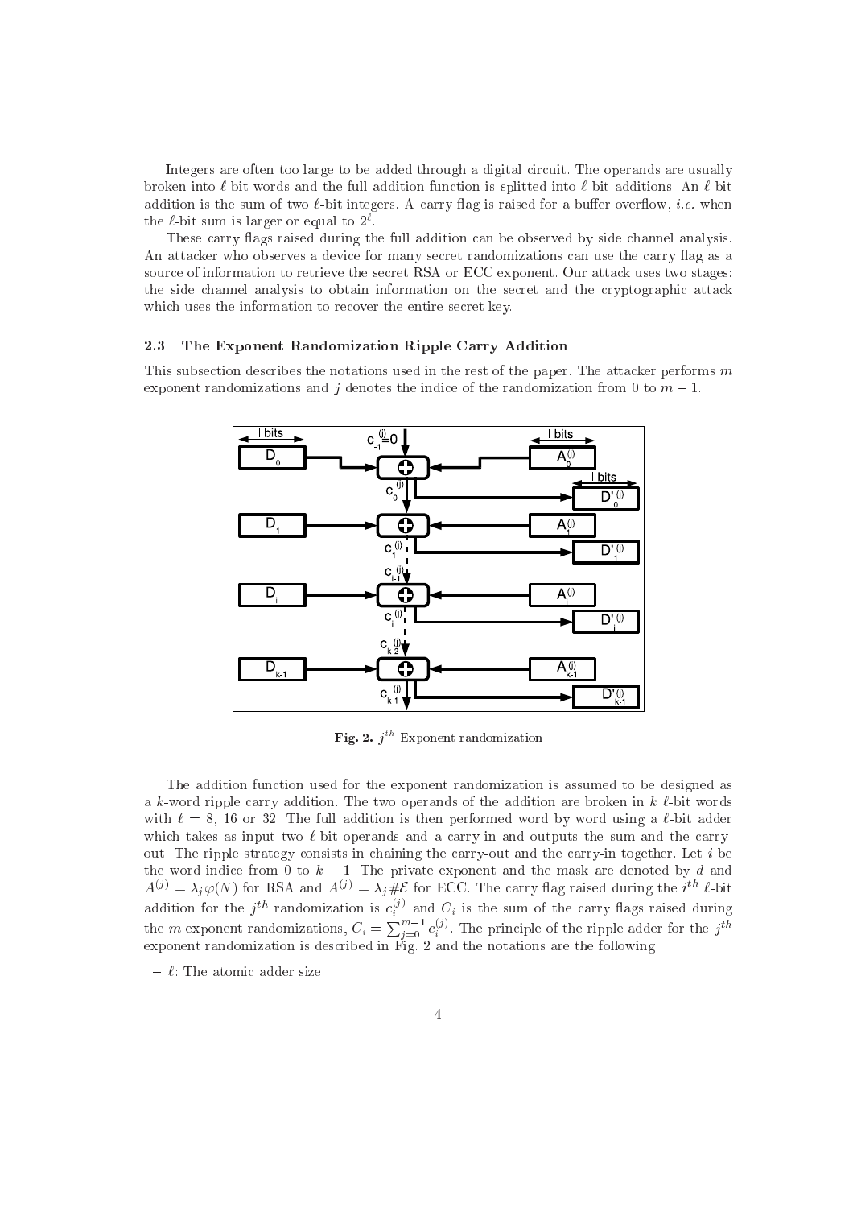Integers are often too large to be added through a digital circuit. The operands are usually broken into $\ell$-bit words and the full addition function is splitted into $\ell$-bit additions. An $\ell$-bit addition is the sum of two $\ell$-bit integers. A carry flag is raised for a buffer overflow, *i.e.* when the $\ell$-bit sum is larger or equal to $2^{\ell}$.

These carry flags raised during the full addition can be observed by side channel analysis. An attacker who observes a device for many secret randomizations can use the carry flag as a source of information to retrieve the secret RSA or ECC exponent. Our attack uses two stages: the side channel analysis to obtain information on the secret and the cryptographic attack which uses the information to recover the entire secret key.

### 2.3 The Exponent Randomization Ripple Carry Addition

This subsection describes the notations used in the rest of the paper. The attacker performs $m$ exponent randomizations and $j$ denotes the indice of the randomization from 0 to $m-1$.

**Fig. 2.** $j^{th}$ Exponent randomization

The addition function used for the exponent randomization is assumed to be designed as a $k$-word ripple carry addition. The two operands of the addition are broken in $k$ $\ell$-bit words with $\ell = 8$, 16 or 32. The full addition is then performed word by word using a $\ell$-bit adder which takes as input two $\ell$-bit operands and a carry-in and outputs the sum and the carry-out. The ripple strategy consists in chaining the carry-out and the carry-in together. Let $i$ be the word indice from 0 to $k-1$. The private exponent and the mask are denoted by $d$ and $A^{(j)} = \lambda_j \varphi(N)$ for RSA and $A^{(j)} = \lambda_j \#\mathcal{E}$ for ECC. The carry flag raised during the $i^{th}$ $\ell$-bit addition for the $j^{th}$ randomization is $c_i^{(j)}$ and $C_i$ is the sum of the carry flags raised during the $m$ exponent randomizations, $C_i = \sum_{j=0}^{m-1} c_i^{(j)}$. The principle of the ripple adder for the $j^{th}$ exponent randomization is described in Fig. 2 and the notations are the following:

- $\ell$: The atomic adder size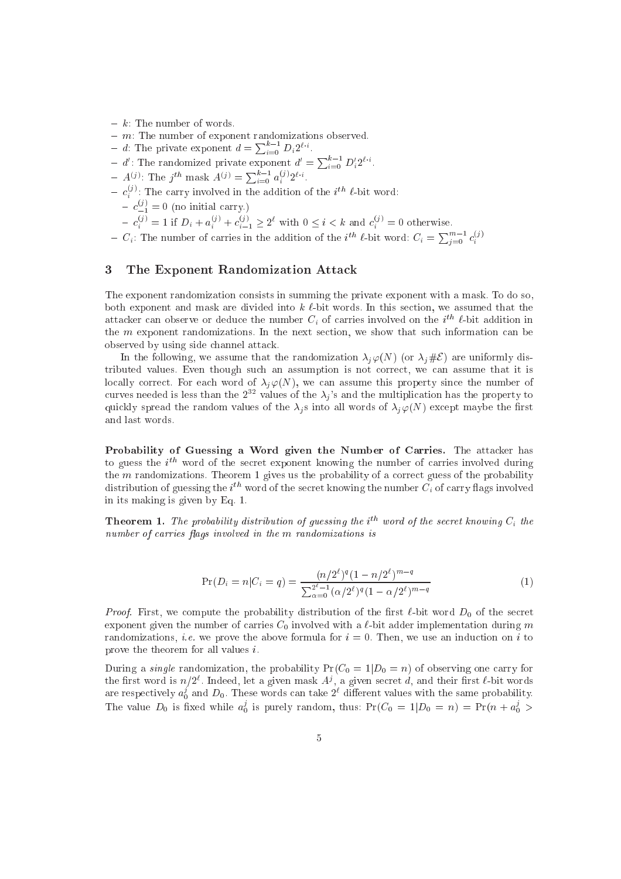- $k$: The number of words.
- $m$: The number of exponent randomizations observed.
- $d$: The private exponent $d = \sum_{i=0}^{k-1} D_i 2^{\ell \cdot i}$.
- $d'$: The randomized private exponent $d' = \sum_{i=0}^{k-1} D'_i 2^{\ell \cdot i}$.
- $A^{(j)}$: The $j^{th}$ mask $A^{(j)} = \sum_{i=0}^{k-1} a_i^{(j)} 2^{\ell \cdot i}$.
- $c_i^{(j)}$: The carry involved in the addition of the $i^{th}$ $\ell$-bit word:
  - $c_{-1}^{(j)} = 0$ (no initial carry.)
  - $c_i^{(j)} = 1$ if $D_i + a_i^{(j)} + c_{i-1}^{(j)} \geq 2^\ell$ with $0 \leq i < k$ and $c_i^{(j)} = 0$ otherwise.
- $C_i$: The number of carries in the addition of the $i^{th}$ $\ell$-bit word: $C_i = \sum_{j=0}^{m-1} c_i^{(j)}$

## 3 The Exponent Randomization Attack

The exponent randomization consists in summing the private exponent with a mask. To do so, both exponent and mask are divided into $k$ $\ell$-bit words. In this section, we assumed that the attacker can observe or deduce the number $C_i$ of carries involved on the $i^{th}$ $\ell$-bit addition in the $m$ exponent randomizations. In the next section, we show that such information can be observed by using side channel attack.

In the following, we assume that the randomization $\lambda_j \varphi(N)$ (or $\lambda_j \#\mathcal{E}$) are uniformly distributed values. Even though such an assumption is not correct, we can assume that it is locally correct. For each word of $\lambda_j \varphi(N)$, we can assume this property since the number of curves needed is less than the $2^{32}$ values of the $\lambda_j$'s and the multiplication has the property to quickly spread the random values of the $\lambda_j$s into all words of $\lambda_j \varphi(N)$ except maybe the first and last words.

**Probability of Guessing a Word given the Number of Carries.** The attacker has to guess the $i^{th}$ word of the secret exponent knowing the number of carries involved during the $m$ randomizations. Theorem 1 gives us the probability of a correct guess of the probability distribution of guessing the $i^{th}$ word of the secret knowing the number $C_i$ of carry flags involved in its making is given by Eq. 1.

**Theorem 1.** *The probability distribution of guessing the $i^{th}$ word of the secret knowing $C_i$ the number of carries flags involved in the $m$ randomizations is*

$$\Pr(D_i = n | C_i = q) = \frac{(n/2^\ell)^q (1 - n/2^\ell)^{m-q}}{\sum_{\alpha=0}^{2^\ell - 1} (\alpha/2^\ell)^q (1 - \alpha/2^\ell)^{m-q}} \tag{1}$$

*Proof.* First, we compute the probability distribution of the first $\ell$-bit word $D_0$ of the secret exponent given the number of carries $C_0$ involved with a $\ell$-bit adder implementation during $m$ randomizations, *i.e.* we prove the above formula for $i = 0$. Then, we use an induction on $i$ to prove the theorem for all values $i$.

During a *single* randomization, the probability $\Pr(C_0 = 1 | D_0 = n)$ of observing one carry for the first word is $n/2^\ell$. Indeed, let a given mask $A^j$, a given secret $d$, and their first $\ell$-bit words are respectively $a_0^j$ and $D_0$. These words can take $2^\ell$ different values with the same probability. The value $D_0$ is fixed while $a_0^j$ is purely random, thus: $\Pr(C_0 = 1 | D_0 = n) = \Pr(n + a_0^j >$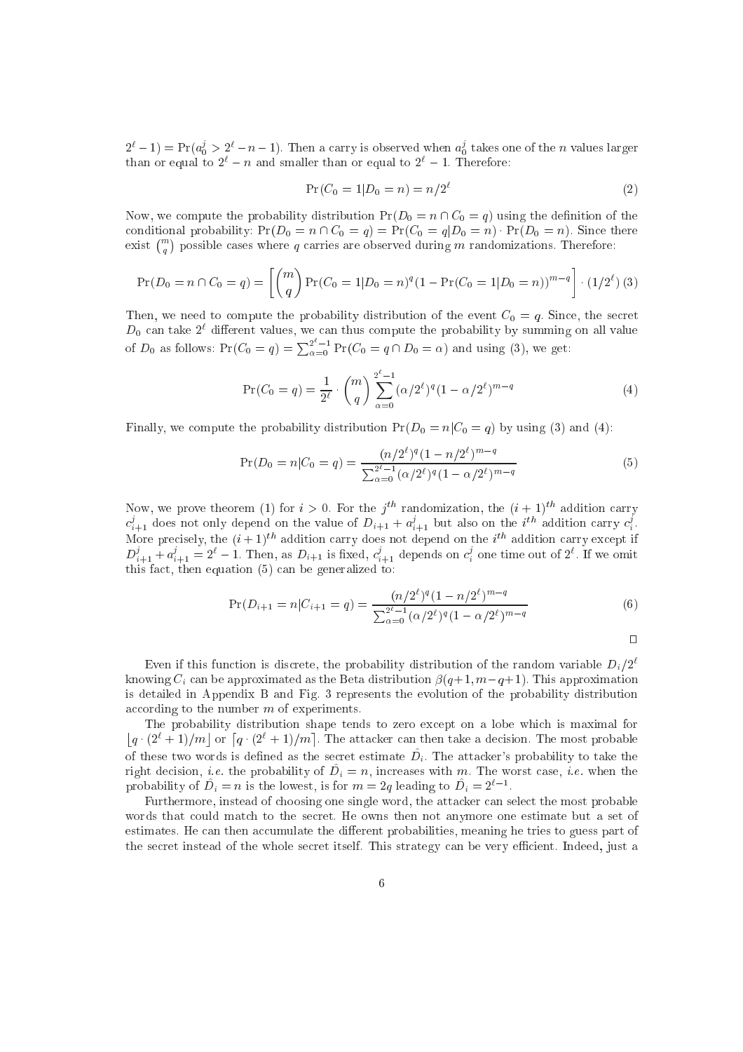$2^\ell - 1) = \Pr(a_0^j > 2^\ell - n - 1)$. Then a carry is observed when $a_0^j$ takes one of the $n$ values larger than or equal to $2^\ell - n$ and smaller than or equal to $2^\ell - 1$. Therefore:

$$\Pr(C_0 = 1 | D_0 = n) = n/2^\ell \tag{2}$$

Now, we compute the probability distribution $\Pr(D_0 = n \cap C_0 = q)$ using the definition of the conditional probability: $\Pr(D_0 = n \cap C_0 = q) = \Pr(C_0 = q | D_0 = n) \cdot \Pr(D_0 = n)$. Since there exist $\binom{m}{q}$ possible cases where $q$ carries are observed during $m$ randomizations. Therefore:

$$\Pr(D_0 = n \cap C_0 = q) = \left[ \binom{m}{q} \Pr(C_0 = 1 | D_0 = n)^q (1 - \Pr(C_0 = 1 | D_0 = n))^{m-q} \right] \cdot (1/2^\ell) \tag{3}$$

Then, we need to compute the probability distribution of the event $C_0 = q$. Since, the secret $D_0$ can take $2^\ell$ different values, we can thus compute the probability by summing on all value of $D_0$ as follows: $\Pr(C_0 = q) = \sum_{\alpha=0}^{2^\ell - 1} \Pr(C_0 = q \cap D_0 = \alpha)$ and using (3), we get:

$$\Pr(C_0 = q) = \frac{1}{2^\ell} \cdot \binom{m}{q} \sum_{\alpha=0}^{2^\ell - 1} (\alpha/2^\ell)^q (1 - \alpha/2^\ell)^{m-q} \tag{4}$$

Finally, we compute the probability distribution $\Pr(D_0 = n | C_0 = q)$ by using (3) and (4):

$$\Pr(D_0 = n | C_0 = q) = \frac{(n/2^\ell)^q (1 - n/2^\ell)^{m-q}}{\sum_{\alpha=0}^{2^\ell - 1} (\alpha/2^\ell)^q (1 - \alpha/2^\ell)^{m-q}} \tag{5}$$

Now, we prove theorem (1) for $i > 0$. For the $j^{th}$ randomization, the $(i+1)^{th}$ addition carry $c_{i+1}^j$ does not only depend on the value of $D_{i+1} + a_{i+1}^j$ but also on the $i^{th}$ addition carry $c_i^j$. More precisely, the $(i+1)^{th}$ addition carry does not depend on the $i^{th}$ addition carry except if $D_{i+1}^j + a_{i+1}^j = 2^\ell - 1$. Then, as $D_{i+1}$ is fixed, $c_{i+1}^j$ depends on $c_i^j$ one time out of $2^\ell$. If we omit this fact, then equation (5) can be generalized to:

$$\Pr(D_{i+1} = n | C_{i+1} = q) = \frac{(n/2^\ell)^q (1 - n/2^\ell)^{m-q}}{\sum_{\alpha=0}^{2^\ell - 1} (\alpha/2^\ell)^q (1 - \alpha/2^\ell)^{m-q}} \tag{6}$$

□

Even if this function is discrete, the probability distribution of the random variable $D_i/2^\ell$ knowing $C_i$ can be approximated as the Beta distribution $\beta(q+1, m-q+1)$. This approximation is detailed in Appendix B and Fig. 3 represents the evolution of the probability distribution according to the number $m$ of experiments.

The probability distribution shape tends to zero except on a lobe which is maximal for $\lfloor q \cdot (2^\ell + 1)/m \rfloor$ or $\lceil q \cdot (2^\ell + 1)/m \rceil$. The attacker can then take a decision. The most probable of these two words is defined as the secret estimate $\hat{D}_i$. The attacker's probability to take the right decision, *i.e.* the probability of $\hat{D}_i = n$, increases with $m$. The worst case, *i.e.* when the probability of $\hat{D}_i = n$ is the lowest, is for $m = 2q$ leading to $\hat{D}_i = 2^{\ell-1}$.

Furthermore, instead of choosing one single word, the attacker can select the most probable words that could match to the secret. He owns then not anymore one estimate but a set of estimates. He can then accumulate the different probabilities, meaning he tries to guess part of the secret instead of the whole secret itself. This strategy can be very efficient. Indeed, just a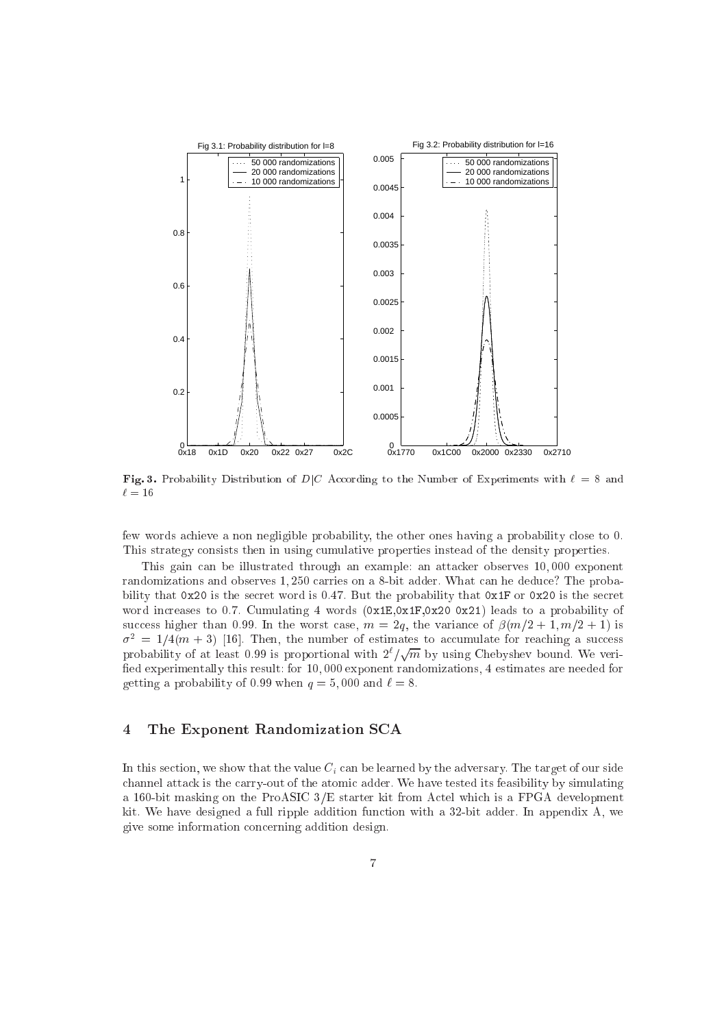**Fig. 3.** Probability Distribution of $D|C$ According to the Number of Experiments with $\ell = 8$ and $\ell = 16$

few words achieve a non negligible probability, the other ones having a probability close to 0. This strategy consists then in using cumulative properties instead of the density properties.

This gain can be illustrated through an example: an attacker observes 10,000 exponent randomizations and observes 1,250 carries on a 8-bit adder. What can he deduce? The probability that `0x20` is the secret word is 0.47. But the probability that `0x1F` or `0x20` is the secret word increases to 0.7. Cumulating 4 words (`0x1E`,`0x1F`,`0x20` `0x21`) leads to a probability of success higher than 0.99. In the worst case, $m = 2q$, the variance of $\beta(m/2+1, m/2+1)$ is $\sigma^2 = 1/4(m+3)$ [16]. Then, the number of estimates to accumulate for reaching a success probability of at least 0.99 is proportional with $2^\ell/\sqrt{m}$ by using Chebyshev bound. We verified experimentally this result: for 10,000 exponent randomizations, 4 estimates are needed for getting a probability of 0.99 when $q = 5,000$ and $\ell = 8$.

## 4 The Exponent Randomization SCA

In this section, we show that the value $C_i$ can be learned by the adversary. The target of our side channel attack is the carry-out of the atomic adder. We have tested its feasibility by simulating a 160-bit masking on the ProASIC 3/E starter kit from Actel which is a FPGA development kit. We have designed a full ripple addition function with a 32-bit adder. In appendix A, we give some information concerning addition design.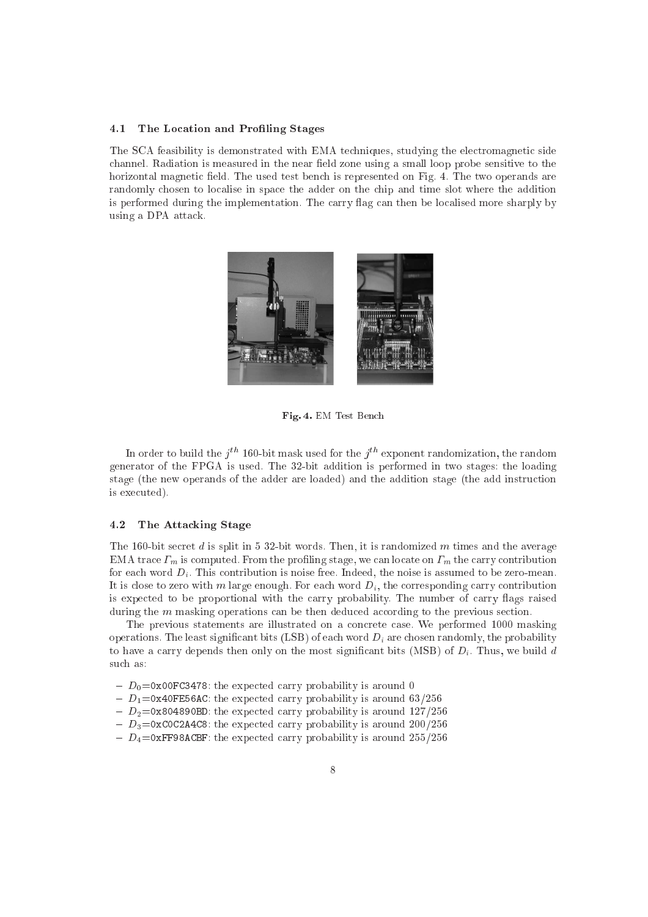### 4.1 The Location and Profiling Stages

The SCA feasibility is demonstrated with EMA techniques, studying the electromagnetic side channel. Radiation is measured in the near field zone using a small loop probe sensitive to the horizontal magnetic field. The used test bench is represented on Fig. 4. The two operands are randomly chosen to localise in space the adder on the chip and time slot where the addition is performed during the implementation. The carry flag can then be localised more sharply by using a DPA attack.

**Fig. 4.** EM Test Bench

In order to build the $j^{th}$ 160-bit mask used for the $j^{th}$ exponent randomization, the random generator of the FPGA is used. The 32-bit addition is performed in two stages: the loading stage (the new operands of the adder are loaded) and the addition stage (the add instruction is executed).

### 4.2 The Attacking Stage

The 160-bit secret $d$ is split in 5 32-bit words. Then, it is randomized $m$ times and the average EMA trace $\Gamma_m$ is computed. From the profiling stage, we can locate on $\Gamma_m$ the carry contribution for each word $D_i$. This contribution is noise free. Indeed, the noise is assumed to be zero-mean. It is close to zero with $m$ large enough. For each word $D_i$, the corresponding carry contribution is expected to be proportional with the carry probability. The number of carry flags raised during the $m$ masking operations can be then deduced according to the previous section.

The previous statements are illustrated on a concrete case. We performed 1000 masking operations. The least significant bits (LSB) of each word $D_i$ are chosen randomly, the probability to have a carry depends then only on the most significant bits (MSB) of $D_i$. Thus, we build $d$ such as:

- $D_0$=`0x00FC3478`: the expected carry probability is around 0
- $D_1$=`0x40FE56AC`: the expected carry probability is around 63/256
- $D_2$=`0x804890BD`: the expected carry probability is around 127/256
- $D_3$=`0xC0C2A4C8`: the expected carry probability is around 200/256
- $D_4$=`0xFF98ACBF`: the expected carry probability is around 255/256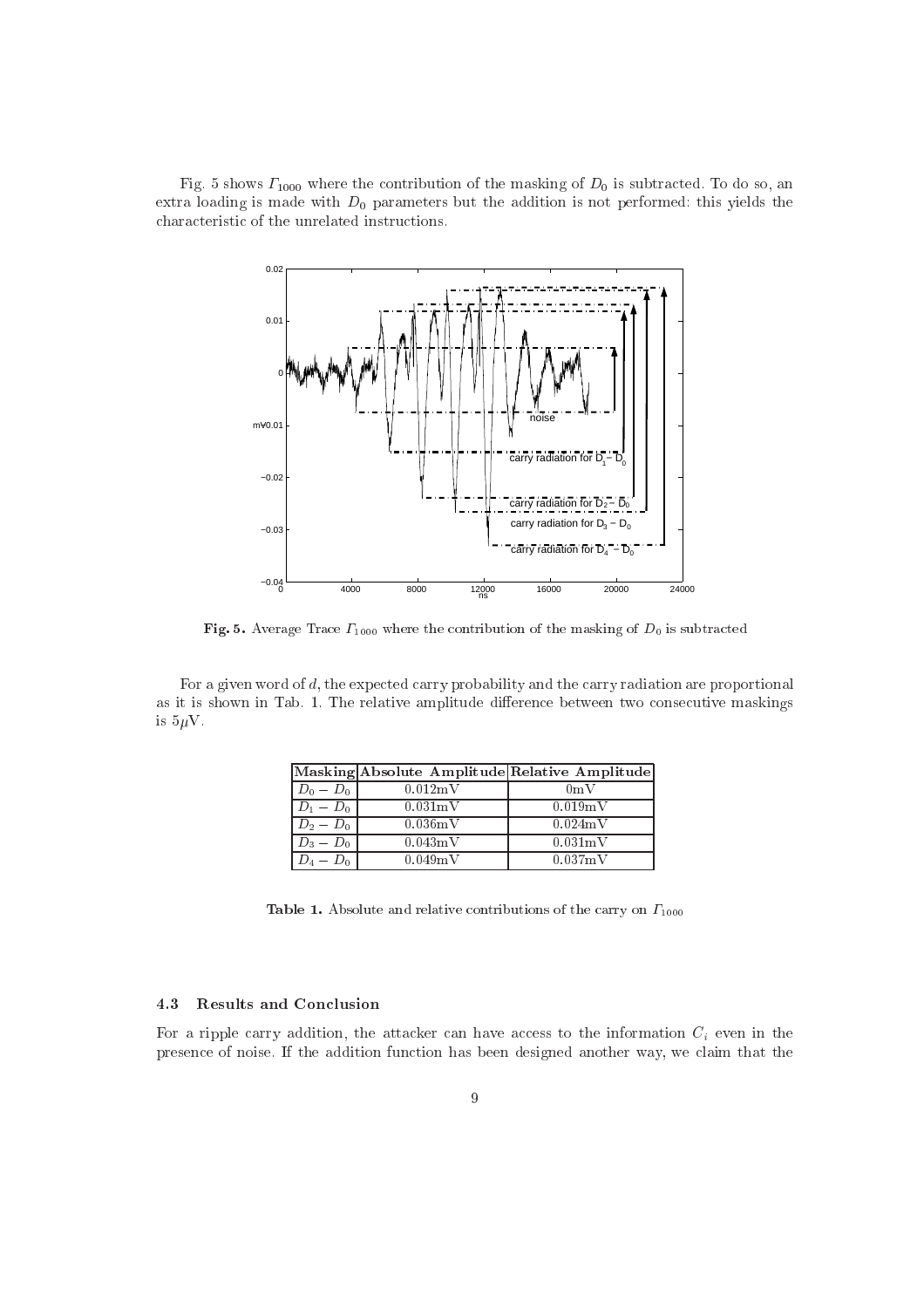Fig. 5 shows $\Gamma_{1000}$ where the contribution of the masking of $D_0$ is subtracted. To do so, an extra loading is made with $D_0$ parameters but the addition is not performed: this yields the characteristic of the unrelated instructions.

**Fig. 5.** Average Trace $\Gamma_{1000}$ where the contribution of the masking of $D_0$ is subtracted

For a given word of $d$, the expected carry probability and the carry radiation are proportional as it is shown in Tab. 1. The relative amplitude difference between two consecutive maskings is $5\mu$V.

| Masking | Absolute Amplitude | Relative Amplitude |
|---|---|---|
| $D_0 - D_0$ | 0.012mV | 0mV |
| $D_1 - D_0$ | 0.031mV | 0.019mV |
| $D_2 - D_0$ | 0.036mV | 0.024mV |
| $D_3 - D_0$ | 0.043mV | 0.031mV |
| $D_4 - D_0$ | 0.049mV | 0.037mV |

**Table 1.** Absolute and relative contributions of the carry on $\Gamma_{1000}$

### 4.3 Results and Conclusion

For a ripple carry addition, the attacker can have access to the information $C_i$ even in the presence of noise. If the addition function has been designed another way, we claim that the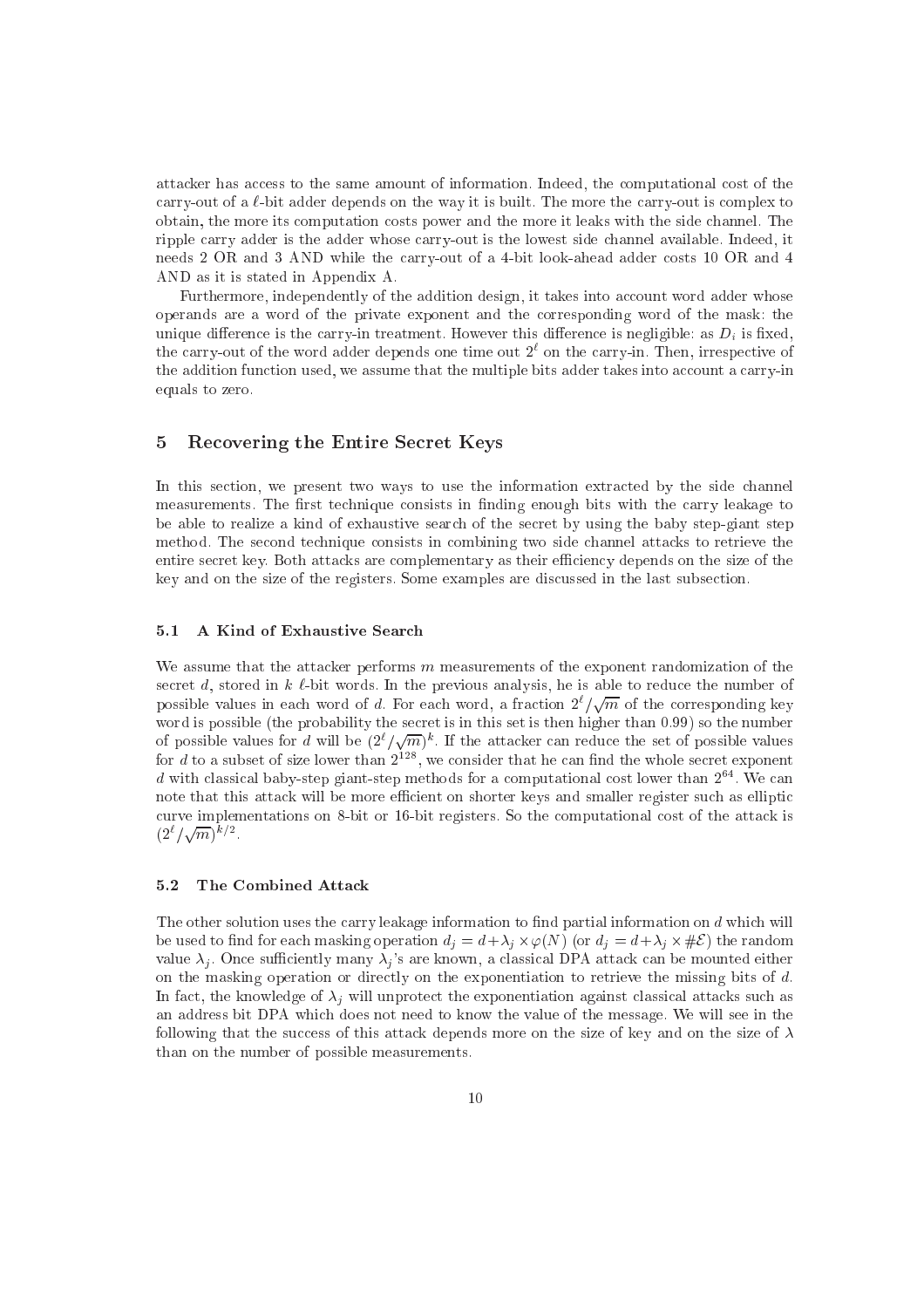attacker has access to the same amount of information. Indeed, the computational cost of the carry-out of a $\ell$-bit adder depends on the way it is built. The more the carry-out is complex to obtain, the more its computation costs power and the more it leaks with the side channel. The ripple carry adder is the adder whose carry-out is the lowest side channel available. Indeed, it needs 2 OR and 3 AND while the carry-out of a 4-bit look-ahead adder costs 10 OR and 4 AND as it is stated in Appendix A.

Furthermore, independently of the addition design, it takes into account word adder whose operands are a word of the private exponent and the corresponding word of the mask: the unique difference is the carry-in treatment. However this difference is negligible: as $D_i$ is fixed, the carry-out of the word adder depends one time out $2^\ell$ on the carry-in. Then, irrespective of the addition function used, we assume that the multiple bits adder takes into account a carry-in equals to zero.

## 5 Recovering the Entire Secret Keys

In this section, we present two ways to use the information extracted by the side channel measurements. The first technique consists in finding enough bits with the carry leakage to be able to realize a kind of exhaustive search of the secret by using the baby step-giant step method. The second technique consists in combining two side channel attacks to retrieve the entire secret key. Both attacks are complementary as their efficiency depends on the size of the key and on the size of the registers. Some examples are discussed in the last subsection.

### 5.1 A Kind of Exhaustive Search

We assume that the attacker performs $m$ measurements of the exponent randomization of the secret $d$, stored in $k$ $\ell$-bit words. In the previous analysis, he is able to reduce the number of possible values in each word of $d$. For each word, a fraction $2^\ell/\sqrt{m}$ of the corresponding key word is possible (the probability the secret is in this set is then higher than 0.99) so the number of possible values for $d$ will be $(2^\ell/\sqrt{m})^k$. If the attacker can reduce the set of possible values for $d$ to a subset of size lower than $2^{128}$, we consider that he can find the whole secret exponent $d$ with classical baby-step giant-step methods for a computational cost lower than $2^{64}$. We can note that this attack will be more efficient on shorter keys and smaller register such as elliptic curve implementations on 8-bit or 16-bit registers. So the computational cost of the attack is $(2^\ell/\sqrt{m})^{k/2}$.

### 5.2 The Combined Attack

The other solution uses the carry leakage information to find partial information on $d$ which will be used to find for each masking operation $d_j = d + \lambda_j \times \varphi(N)$ (or $d_j = d + \lambda_j \times \#\mathcal{E}$) the random value $\lambda_j$. Once sufficiently many $\lambda_j$'s are known, a classical DPA attack can be mounted either on the masking operation or directly on the exponentiation to retrieve the missing bits of $d$. In fact, the knowledge of $\lambda_j$ will unprotect the exponentiation against classical attacks such as an address bit DPA which does not need to know the value of the message. We will see in the following that the success of this attack depends more on the size of key and on the size of $\lambda$ than on the number of possible measurements.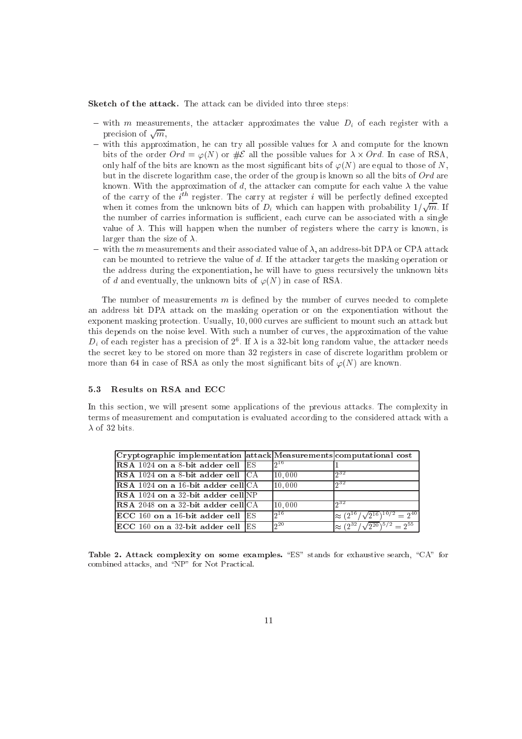**Sketch of the attack.** The attack can be divided into three steps:

- with $m$ measurements, the attacker approximates the value $D_i$ of each register with a precision of $\sqrt{m}$,
- with this approximation, he can try all possible values for $\lambda$ and compute for the known bits of the order $Ord = \varphi(N)$ or $\#\mathcal{E}$ all the possible values for $\lambda \times Ord$. In case of RSA, only half of the bits are known as the most significant bits of $\varphi(N)$ are equal to those of $N$, but in the discrete logarithm case, the order of the group is known so all the bits of $Ord$ are known. With the approximation of $d$, the attacker can compute for each value $\lambda$ the value of the carry of the $i^{th}$ register. The carry at register $i$ will be perfectly defined excepted when it comes from the unknown bits of $D_i$ which can happen with probability $1/\sqrt{m}$. If the number of carries information is sufficient, each curve can be associated with a single value of $\lambda$. This will happen when the number of registers where the carry is known, is larger than the size of $\lambda$.
- with the $m$ measurements and their associated value of $\lambda$, an address-bit DPA or CPA attack can be mounted to retrieve the value of $d$. If the attacker targets the masking operation or the address during the exponentiation, he will have to guess recursively the unknown bits of $d$ and eventually, the unknown bits of $\varphi(N)$ in case of RSA.

The number of measurements $m$ is defined by the number of curves needed to complete an address bit DPA attack on the masking operation or on the exponentiation without the exponent masking protection. Usually, $10,000$ curves are sufficient to mount such an attack but this depends on the noise level. With such a number of curves, the approximation of the value $D_i$ of each register has a precision of $2^6$. If $\lambda$ is a 32-bit long random value, the attacker needs the secret key to be stored on more than 32 registers in case of discrete logarithm problem or more than 64 in case of RSA as only the most significant bits of $\varphi(N)$ are known.

### 5.3 Results on RSA and ECC

In this section, we will present some applications of the previous attacks. The complexity in terms of measurement and computation is evaluated according to the considered attack with a $\lambda$ of 32 bits.

| Cryptographic implementation | attack | Measurements | computational cost |
|---|---|---|---|
| **RSA** 1024 **on a** 8**-bit adder cell** | ES | $2^{16}$ | 1 |
| **RSA** 1024 **on a** 8**-bit adder cell** | CA | $10,000$ | $2^{32}$ |
| **RSA** 1024 **on a** 16**-bit adder cell** | CA | $10,000$ | $2^{32}$ |
| **RSA** 1024 **on a** 32**-bit adder cell** | NP | | |
| **RSA** 2048 **on a** 32**-bit adder cell** | CA | $10,000$ | $2^{32}$ |
| **ECC** 160 **on a** 16**-bit adder cell** | ES | $2^{16}$ | $\approx (2^{16}/\sqrt{2^{16}})^{10/2} = 2^{40}$ |
| **ECC** 160 **on a** 32**-bit adder cell** | ES | $2^{20}$ | $\approx (2^{32}/\sqrt{2^{20}})^{5/2} = 2^{55}$ |

**Table 2. Attack complexity on some examples.** "ES" stands for exhaustive search, "CA" for combined attacks, and "NP" for Not Practical.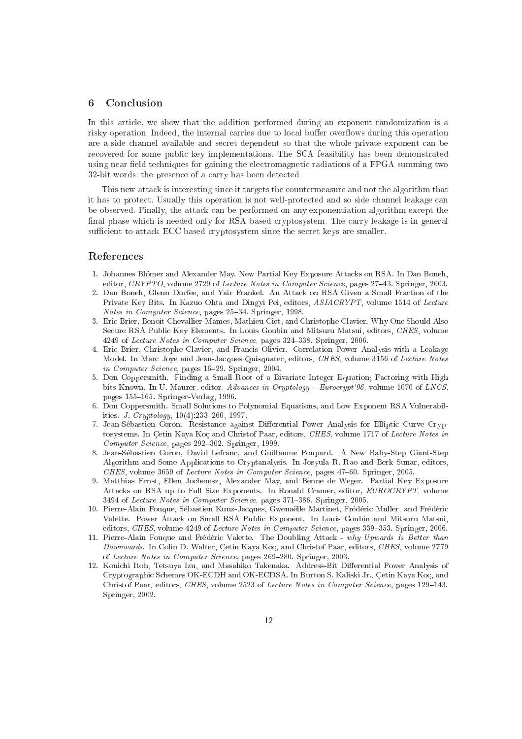## 6 Conclusion

In this article, we show that the addition performed during an exponent randomization is a risky operation. Indeed, the internal carries due to local buffer overflows during this operation are a side channel available and secret dependent so that the whole private exponent can be recovered for some public key implementations. The SCA feasibility has been demonstrated using near field techniques for gaining the electromagnetic radiations of a FPGA summing two 32-bit words: the presence of a carry has been detected.

This new attack is interesting since it targets the countermeasure and not the algorithm that it has to protect. Usually this operation is not well-protected and so side channel leakage can be observed. Finally, the attack can be performed on any exponentiation algorithm except the final phase which is needed only for RSA based cryptosystem. The carry leakage is in general sufficient to attack ECC based cryptosystem since the secret keys are smaller.

## References

1. Johannes Blömer and Alexander May. New Partial Key Exposure Attacks on RSA. In Dan Boneh, editor, *CRYPTO*, volume 2729 of *Lecture Notes in Computer Science*, pages 27–43. Springer, 2003.
2. Dan Boneh, Glenn Durfee, and Yair Frankel. An Attack on RSA Given a Small Fraction of the Private Key Bits. In Kazuo Ohta and Dingyi Pei, editors, *ASIACRYPT*, volume 1514 of *Lecture Notes in Computer Science*, pages 25–34. Springer, 1998.
3. Eric Brier, Benoît Chevallier-Mames, Mathieu Ciet, and Christophe Clavier. Why One Should Also Secure RSA Public Key Elements. In Louis Goubin and Mitsuru Matsui, editors, *CHES*, volume 4249 of *Lecture Notes in Computer Science*, pages 324–338. Springer, 2006.
4. Eric Brier, Christophe Clavier, and Francis Olivier. Correlation Power Analysis with a Leakage Model. In Marc Joye and Jean-Jacques Quisquater, editors, *CHES*, volume 3156 of *Lecture Notes in Computer Science*, pages 16–29. Springer, 2004.
5. Don Coppersmith. Finding a Small Root of a Bivariate Integer Equation; Factoring with High bits Known. In U. Maurer, editor, *Advances in Cryptology – Eurocrypt'96*, volume 1070 of *LNCS*, pages 155–165. Springer-Verlag, 1996.
6. Don Coppersmith. Small Solutions to Polynomial Equations, and Low Exponent RSA Vulnerabilities. *J. Cryptology*, 10(4):233–260, 1997.
7. Jean-Sébastien Coron. Resistance against Differential Power Analysis for Elliptic Curve Cryptosystems. In Çetin Kaya Koç and Christof Paar, editors, *CHES*, volume 1717 of *Lecture Notes in Computer Science*, pages 292–302. Springer, 1999.
8. Jean-Sébastien Coron, David Lefranc, and Guillaume Poupard. A New Baby-Step Giant-Step Algorithm and Some Applications to Cryptanalysis. In Josyula R. Rao and Berk Sunar, editors, *CHES*, volume 3659 of *Lecture Notes in Computer Science*, pages 47–60. Springer, 2005.
9. Matthias Ernst, Ellen Jochemsz, Alexander May, and Benne de Weger. Partial Key Exposure Attacks on RSA up to Full Size Exponents. In Ronald Cramer, editor, *EUROCRYPT*, volume 3494 of *Lecture Notes in Computer Science*, pages 371–386. Springer, 2005.
10. Pierre-Alain Fouque, Sébastien Kunz-Jacques, Gwenaëlle Martinet, Frédéric Muller, and Frédéric Valette. Power Attack on Small RSA Public Exponent. In Louis Goubin and Mitsuru Matsui, editors, *CHES*, volume 4249 of *Lecture Notes in Computer Science*, pages 339–353. Springer, 2006.
11. Pierre-Alain Fouque and Frédéric Valette. The Doubling Attack - *why Upwards Is Better than Downwards*. In Colin D. Walter, Çetin Kaya Koç, and Christof Paar, editors, *CHES*, volume 2779 of *Lecture Notes in Computer Science*, pages 269–280. Springer, 2003.
12. Kouichi Itoh, Tetsuya Izu, and Masahiko Takenaka. Address-Bit Differential Power Analysis of Cryptographic Schemes OK-ECDH and OK-ECDSA. In Burton S. Kaliski Jr., Çetin Kaya Koç, and Christof Paar, editors, *CHES*, volume 2523 of *Lecture Notes in Computer Science*, pages 129–143. Springer, 2002.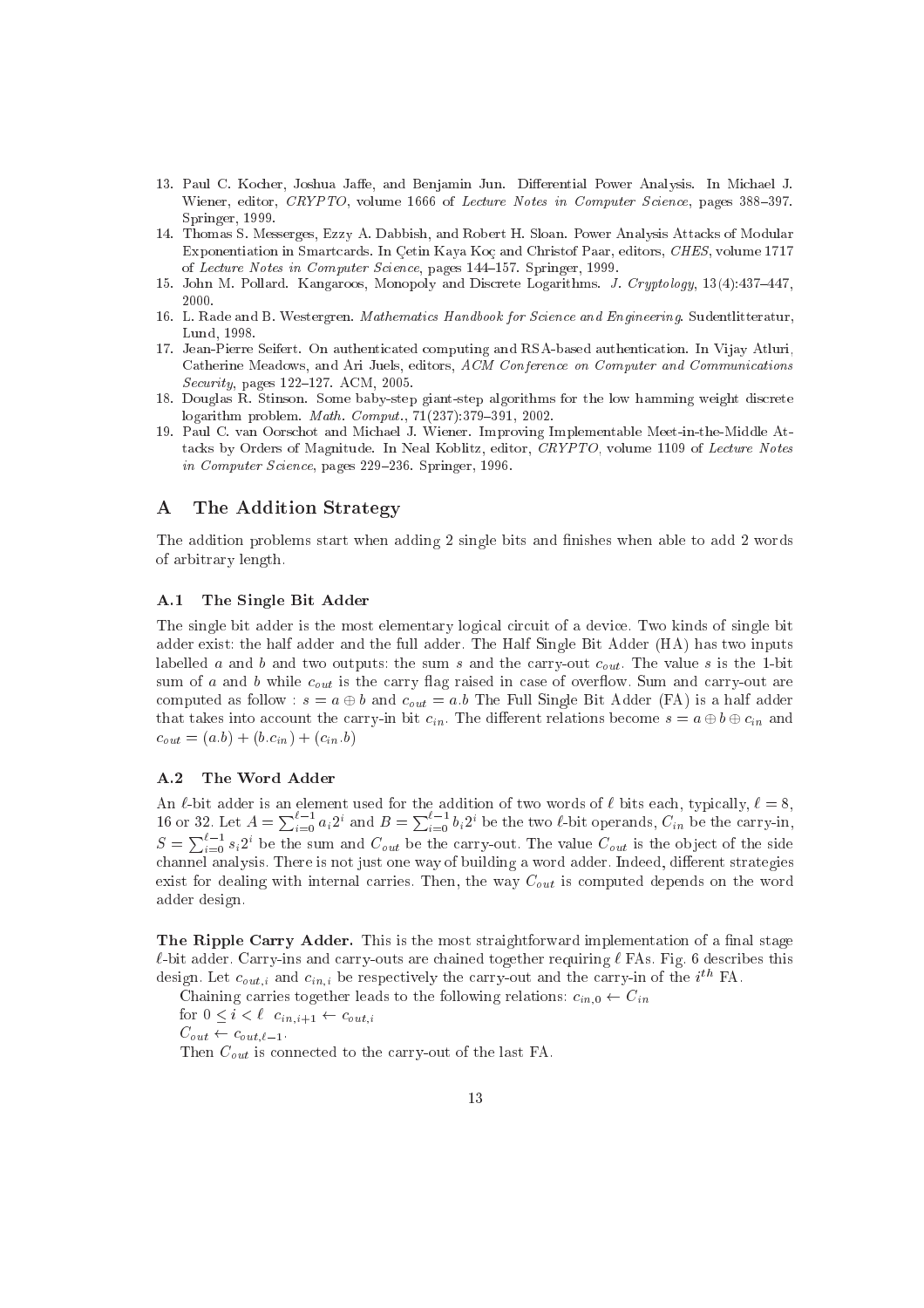13. Paul C. Kocher, Joshua Jaffe, and Benjamin Jun. Differential Power Analysis. In Michael J. Wiener, editor, *CRYPTO*, volume 1666 of *Lecture Notes in Computer Science*, pages 388–397. Springer, 1999.
14. Thomas S. Messerges, Ezzy A. Dabbish, and Robert H. Sloan. Power Analysis Attacks of Modular Exponentiation in Smartcards. In Çetin Kaya Koç and Christof Paar, editors, *CHES*, volume 1717 of *Lecture Notes in Computer Science*, pages 144–157. Springer, 1999.
15. John M. Pollard. Kangaroos, Monopoly and Discrete Logarithms. *J. Cryptology*, 13(4):437–447, 2000.
16. L. Rade and B. Westergren. *Mathematics Handbook for Science and Engineering*. Sudentlitteratur, Lund, 1998.
17. Jean-Pierre Seifert. On authenticated computing and RSA-based authentication. In Vijay Atluri, Catherine Meadows, and Ari Juels, editors, *ACM Conference on Computer and Communications Security*, pages 122–127. ACM, 2005.
18. Douglas R. Stinson. Some baby-step giant-step algorithms for the low hamming weight discrete logarithm problem. *Math. Comput.*, 71(237):379–391, 2002.
19. Paul C. van Oorschot and Michael J. Wiener. Improving Implementable Meet-in-the-Middle Attacks by Orders of Magnitude. In Neal Koblitz, editor, *CRYPTO*, volume 1109 of *Lecture Notes in Computer Science*, pages 229–236. Springer, 1996.

# A The Addition Strategy

The addition problems start when adding 2 single bits and finishes when able to add 2 words of arbitrary length.

## A.1 The Single Bit Adder

The single bit adder is the most elementary logical circuit of a device. Two kinds of single bit adder exist: the half adder and the full adder. The Half Single Bit Adder (HA) has two inputs labelled $a$ and $b$ and two outputs: the sum $s$ and the carry-out $c_{out}$. The value $s$ is the 1-bit sum of $a$ and $b$ while $c_{out}$ is the carry flag raised in case of overflow. Sum and carry-out are computed as follow : $s = a \oplus b$ and $c_{out} = a.b$ The Full Single Bit Adder (FA) is a half adder that takes into account the carry-in bit $c_{in}$. The different relations become $s = a \oplus b \oplus c_{in}$ and $c_{out} = (a.b) + (b.c_{in}) + (c_{in}.b)$

## A.2 The Word Adder

An $\ell$-bit adder is an element used for the addition of two words of $\ell$ bits each, typically, $\ell = 8$, 16 or 32. Let $A = \sum_{i=0}^{\ell-1} a_i 2^i$ and $B = \sum_{i=0}^{\ell-1} b_i 2^i$ be the two $\ell$-bit operands, $C_{in}$ be the carry-in, $S = \sum_{i=0}^{\ell-1} s_i 2^i$ be the sum and $C_{out}$ be the carry-out. The value $C_{out}$ is the object of the side channel analysis. There is not just one way of building a word adder. Indeed, different strategies exist for dealing with internal carries. Then, the way $C_{out}$ is computed depends on the word adder design.

**The Ripple Carry Adder.** This is the most straightforward implementation of a final stage $\ell$-bit adder. Carry-ins and carry-outs are chained together requiring $\ell$ FAs. Fig. 6 describes this design. Let $c_{out,i}$ and $c_{in,i}$ be respectively the carry-out and the carry-in of the $i^{th}$ FA.

Chaining carries together leads to the following relations: $c_{in,0} \leftarrow C_{in}$

for $0 \leq i < \ell \;\; c_{in,i+1} \leftarrow c_{out,i}$

$C_{out} \leftarrow c_{out,\ell-1}$.

Then $C_{out}$ is connected to the carry-out of the last FA.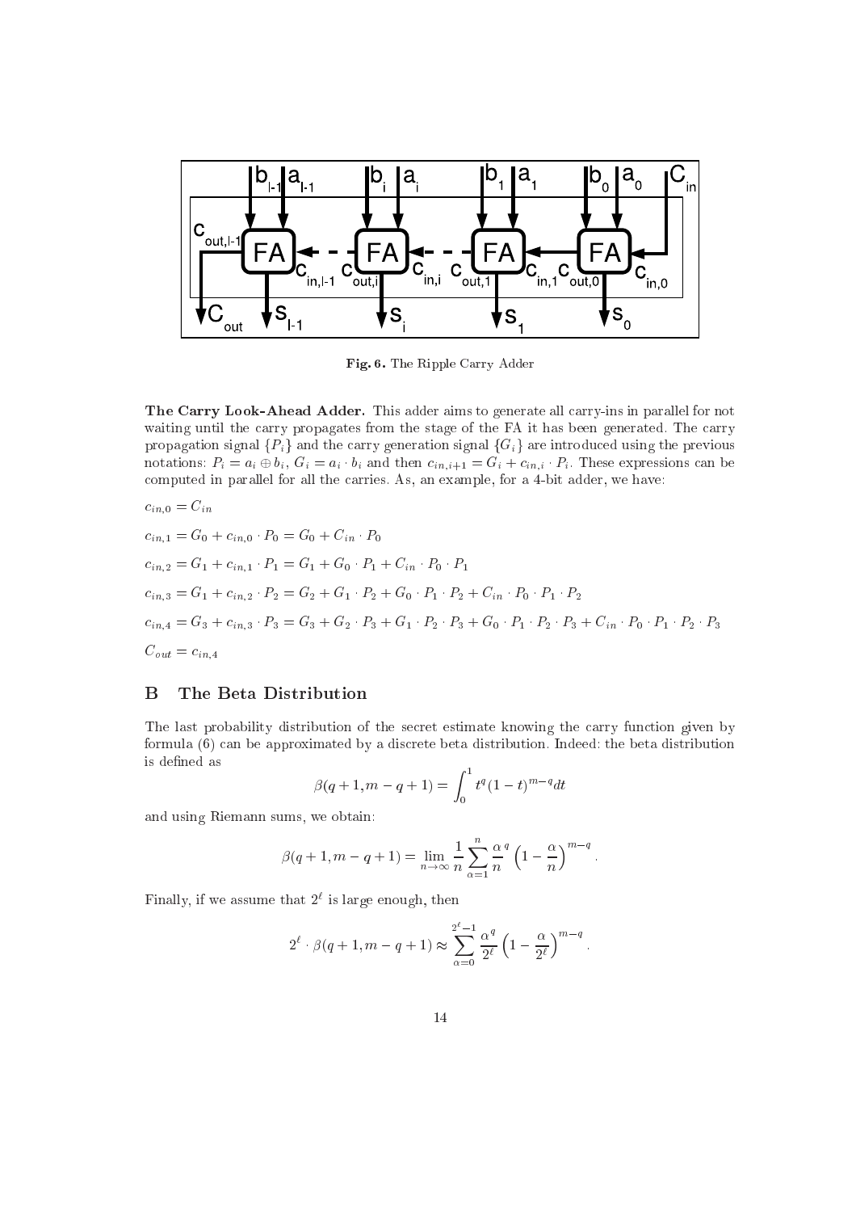Fig. 6. The Ripple Carry Adder

**The Carry Look-Ahead Adder.** This adder aims to generate all carry-ins in parallel for not waiting until the carry propagates from the stage of the FA it has been generated. The carry propagation signal $\{P_i\}$ and the carry generation signal $\{G_i\}$ are introduced using the previous notations: $P_i = a_i \oplus b_i$, $G_i = a_i \cdot b_i$ and then $c_{in,i+1} = G_i + c_{in,i} \cdot P_i$. These expressions can be computed in parallel for all the carries. As, an example, for a 4-bit adder, we have:

$c_{in,0} = C_{in}$

$c_{in,1} = G_0 + c_{in,0} \cdot P_0 = G_0 + C_{in} \cdot P_0$

$c_{in,2} = G_1 + c_{in,1} \cdot P_1 = G_1 + G_0 \cdot P_1 + C_{in} \cdot P_0 \cdot P_1$

$c_{in,3} = G_1 + c_{in,2} \cdot P_2 = G_2 + G_1 \cdot P_2 + G_0 \cdot P_1 \cdot P_2 + C_{in} \cdot P_0 \cdot P_1 \cdot P_2$

$c_{in,4} = G_3 + c_{in,3} \cdot P_3 = G_3 + G_2 \cdot P_3 + G_1 \cdot P_2 \cdot P_3 + G_0 \cdot P_1 \cdot P_2 \cdot P_3 + C_{in} \cdot P_0 \cdot P_1 \cdot P_2 \cdot P_3$

$C_{out} = c_{in,4}$

## B The Beta Distribution

The last probability distribution of the secret estimate knowing the carry function given by formula (6) can be approximated by a discrete beta distribution. Indeed: the beta distribution is defined as

$$\beta(q+1, m-q+1) = \int_0^1 t^q (1-t)^{m-q} dt$$

and using Riemann sums, we obtain:

$$\beta(q+1, m-q+1) = \lim_{n \to \infty} \frac{1}{n} \sum_{\alpha=1}^{n} \frac{\alpha}{n}^q \left(1 - \frac{\alpha}{n}\right)^{m-q}.$$

Finally, if we assume that $2^\ell$ is large enough, then

$$2^\ell \cdot \beta(q+1, m-q+1) \approx \sum_{\alpha=0}^{2^\ell - 1} \frac{\alpha}{2^\ell}^q \left(1 - \frac{\alpha}{2^\ell}\right)^{m-q}.$$